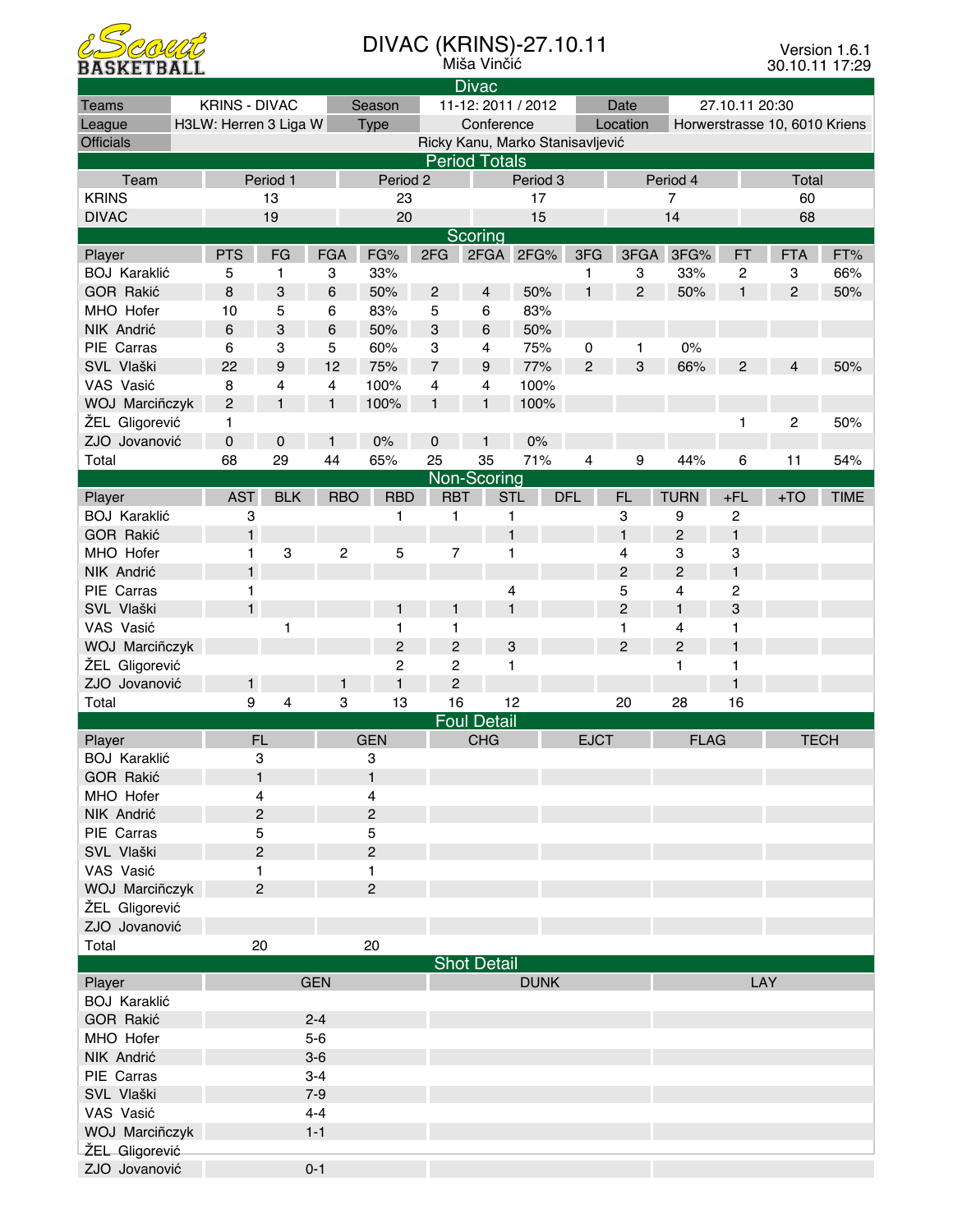# DIVAC (KRINS)-27.10.11

Miša Vinčić

Version 1.6.1
30.10.11 17:29

## Divac

| | | | | | |
|---|---|---|---|---|---|
| Teams | KRINS - DIVAC | Season | 11-12: 2011 / 2012 | Date | 27.10.11 20:30 |
| League | H3LW: Herren 3 Liga W | Type | Conference | Location | Horwerstrasse 10, 6010 Kriens |
| Officials | Ricky Kanu, Marko Stanisavljević | | | | |

## Period Totals

| Team | Period 1 | Period 2 | Period 3 | Period 4 | Total |
|---|---|---|---|---|---|
| KRINS | 13 | 23 | 17 | 7 | 60 |
| DIVAC | 19 | 20 | 15 | 14 | 68 |

## Scoring

| Player | PTS | FG | FGA | FG% | 2FG | 2FGA | 2FG% | 3FG | 3FGA | 3FG% | FT | FTA | FT% |
|---|---|---|---|---|---|---|---|---|---|---|---|---|---|
| BOJ Karaklić | 5 | 1 | 3 | 33% | | | | 1 | 3 | 33% | 2 | 3 | 66% |
| GOR Rakić | 8 | 3 | 6 | 50% | 2 | 4 | 50% | 1 | 2 | 50% | 1 | 2 | 50% |
| MHO Hofer | 10 | 5 | 6 | 83% | 5 | 6 | 83% | | | | | | |
| NIK Andrić | 6 | 3 | 6 | 50% | 3 | 6 | 50% | | | | | | |
| PIE Carras | 6 | 3 | 5 | 60% | 3 | 4 | 75% | 0 | 1 | 0% | | | |
| SVL Vlaški | 22 | 9 | 12 | 75% | 7 | 9 | 77% | 2 | 3 | 66% | 2 | 4 | 50% |
| VAS Vasić | 8 | 4 | 4 | 100% | 4 | 4 | 100% | | | | | | |
| WOJ Marcińczyk | 2 | 1 | 1 | 100% | 1 | 1 | 100% | | | | | | |
| ŽEL Gligorević | 1 | | | | | | | | | | 1 | 2 | 50% |
| ZJO Jovanović | 0 | 0 | 1 | 0% | 0 | 1 | 0% | | | | | | |
| Total | 68 | 29 | 44 | 65% | 25 | 35 | 71% | 4 | 9 | 44% | 6 | 11 | 54% |

## Non-Scoring

| Player | AST | BLK | RBO | RBD | RBT | STL | DFL | FL | TURN | +FL | +TO | TIME |
|---|---|---|---|---|---|---|---|---|---|---|---|---|
| BOJ Karaklić | 3 | | | 1 | 1 | 1 | | 3 | 9 | 2 | | |
| GOR Rakić | 1 | | | | | 1 | | 1 | 2 | 1 | | |
| MHO Hofer | 1 | 3 | 2 | 5 | 7 | 1 | | 4 | 3 | 3 | | |
| NIK Andrić | 1 | | | | | | | 2 | 2 | 1 | | |
| PIE Carras | 1 | | | | | 4 | | 5 | 4 | 2 | | |
| SVL Vlaški | 1 | | | 1 | 1 | 1 | | 2 | 1 | 3 | | |
| VAS Vasić | | 1 | | 1 | 1 | | | 1 | 4 | 1 | | |
| WOJ Marcińczyk | | | | 2 | 2 | 3 | | 2 | 2 | 1 | | |
| ŽEL Gligorević | | | | 2 | 2 | 1 | | | 1 | 1 | | |
| ZJO Jovanović | 1 | | 1 | 1 | 2 | | | | | 1 | | |
| Total | 9 | 4 | 3 | 13 | 16 | 12 | | 20 | 28 | 16 | | |

## Foul Detail

| Player | FL | GEN | CHG | EJCT | FLAG | TECH |
|---|---|---|---|---|---|---|
| BOJ Karaklić | 3 | 3 | | | | |
| GOR Rakić | 1 | 1 | | | | |
| MHO Hofer | 4 | 4 | | | | |
| NIK Andrić | 2 | 2 | | | | |
| PIE Carras | 5 | 5 | | | | |
| SVL Vlaški | 2 | 2 | | | | |
| VAS Vasić | 1 | 1 | | | | |
| WOJ Marcińczyk | 2 | 2 | | | | |
| ŽEL Gligorević | | | | | | |
| ZJO Jovanović | | | | | | |
| Total | 20 | 20 | | | | |

## Shot Detail

| Player | GEN | DUNK | LAY |
|---|---|---|---|
| BOJ Karaklić | | | |
| GOR Rakić | 2-4 | | |
| MHO Hofer | 5-6 | | |
| NIK Andrić | 3-6 | | |
| PIE Carras | 3-4 | | |
| SVL Vlaški | 7-9 | | |
| VAS Vasić | 4-4 | | |
| WOJ Marcińczyk | 1-1 | | |
| ŽEL Gligorević | | | |
| ZJO Jovanović | 0-1 | | |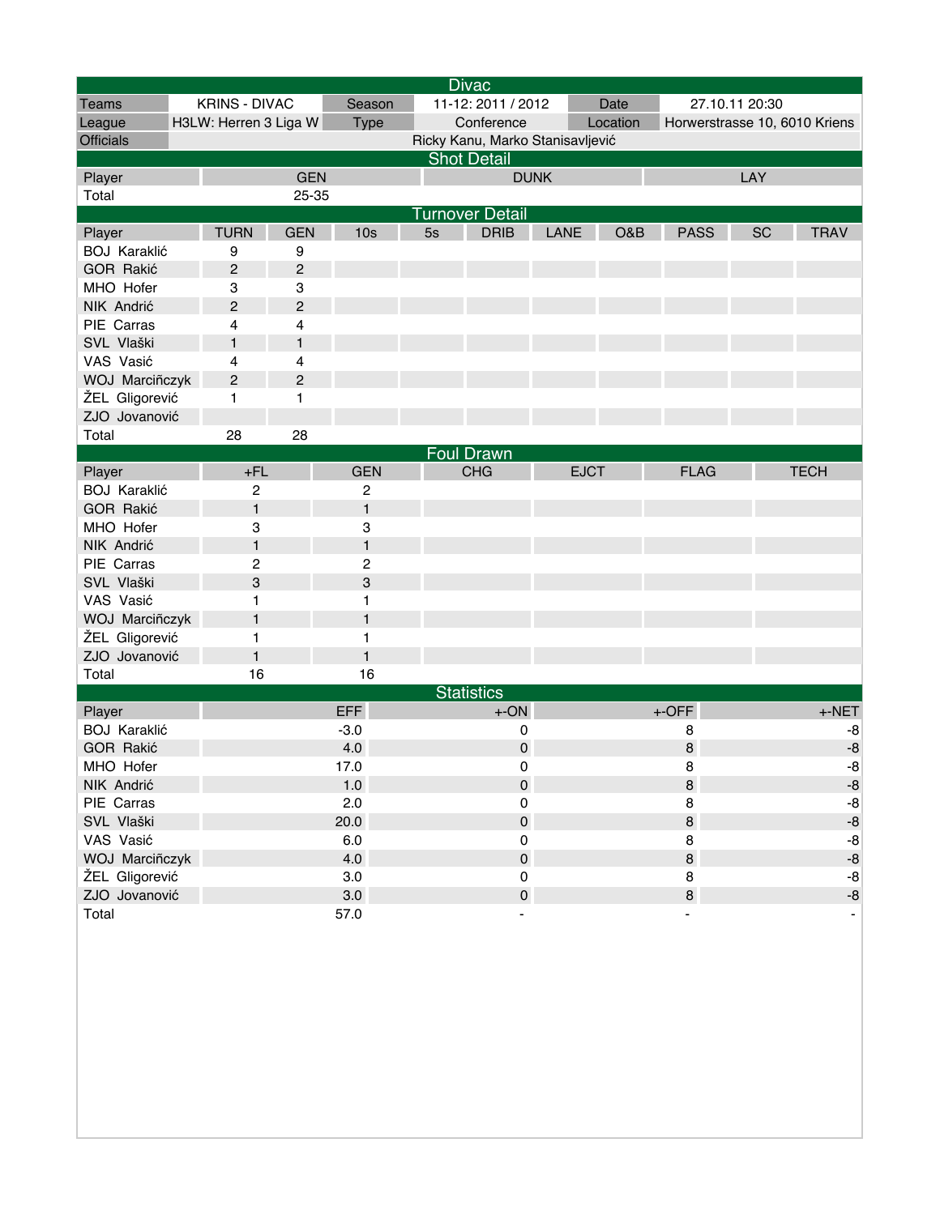# Divac

| | | | | | |
|---|---|---|---|---|---|
| Teams | KRINS - DIVAC | Season | 11-12: 2011 / 2012 | Date | 27.10.11 20:30 |
| League | H3LW: Herren 3 Liga W | Type | Conference | Location | Horwerstrasse 10, 6010 Kriens |
| Officials | Ricky Kanu, Marko Stanisavljević | | | | |

## Shot Detail

| Player | GEN | DUNK | LAY |
|---|---|---|---|
| Total | 25-35 | | |

## Turnover Detail

| Player | TURN | GEN | 10s | 5s | DRIB | LANE | O&B | PASS | SC | TRAV |
|---|---|---|---|---|---|---|---|---|---|---|
| BOJ Karaklić | 9 | 9 | | | | | | | | |
| GOR Rakić | 2 | 2 | | | | | | | | |
| MHO Hofer | 3 | 3 | | | | | | | | |
| NIK Andrić | 2 | 2 | | | | | | | | |
| PIE Carras | 4 | 4 | | | | | | | | |
| SVL Vlaški | 1 | 1 | | | | | | | | |
| VAS Vasić | 4 | 4 | | | | | | | | |
| WOJ Marcińczyk | 2 | 2 | | | | | | | | |
| ŽEL Gligorević | 1 | 1 | | | | | | | | |
| ZJO Jovanović | | | | | | | | | | |
| Total | 28 | 28 | | | | | | | | |

## Foul Drawn

| Player | +FL | GEN | CHG | EJCT | FLAG | TECH |
|---|---|---|---|---|---|---|
| BOJ Karaklić | 2 | 2 | | | | |
| GOR Rakić | 1 | 1 | | | | |
| MHO Hofer | 3 | 3 | | | | |
| NIK Andrić | 1 | 1 | | | | |
| PIE Carras | 2 | 2 | | | | |
| SVL Vlaški | 3 | 3 | | | | |
| VAS Vasić | 1 | 1 | | | | |
| WOJ Marcińczyk | 1 | 1 | | | | |
| ŽEL Gligorević | 1 | 1 | | | | |
| ZJO Jovanović | 1 | 1 | | | | |
| Total | 16 | 16 | | | | |

## Statistics

| Player | EFF | +-ON | +-OFF | +-NET |
|---|---|---|---|---|
| BOJ Karaklić | -3.0 | 0 | 8 | -8 |
| GOR Rakić | 4.0 | 0 | 8 | -8 |
| MHO Hofer | 17.0 | 0 | 8 | -8 |
| NIK Andrić | 1.0 | 0 | 8 | -8 |
| PIE Carras | 2.0 | 0 | 8 | -8 |
| SVL Vlaški | 20.0 | 0 | 8 | -8 |
| VAS Vasić | 6.0 | 0 | 8 | -8 |
| WOJ Marcińczyk | 4.0 | 0 | 8 | -8 |
| ŽEL Gligorević | 3.0 | 0 | 8 | -8 |
| ZJO Jovanović | 3.0 | 0 | 8 | -8 |
| Total | 57.0 | - | - | - |